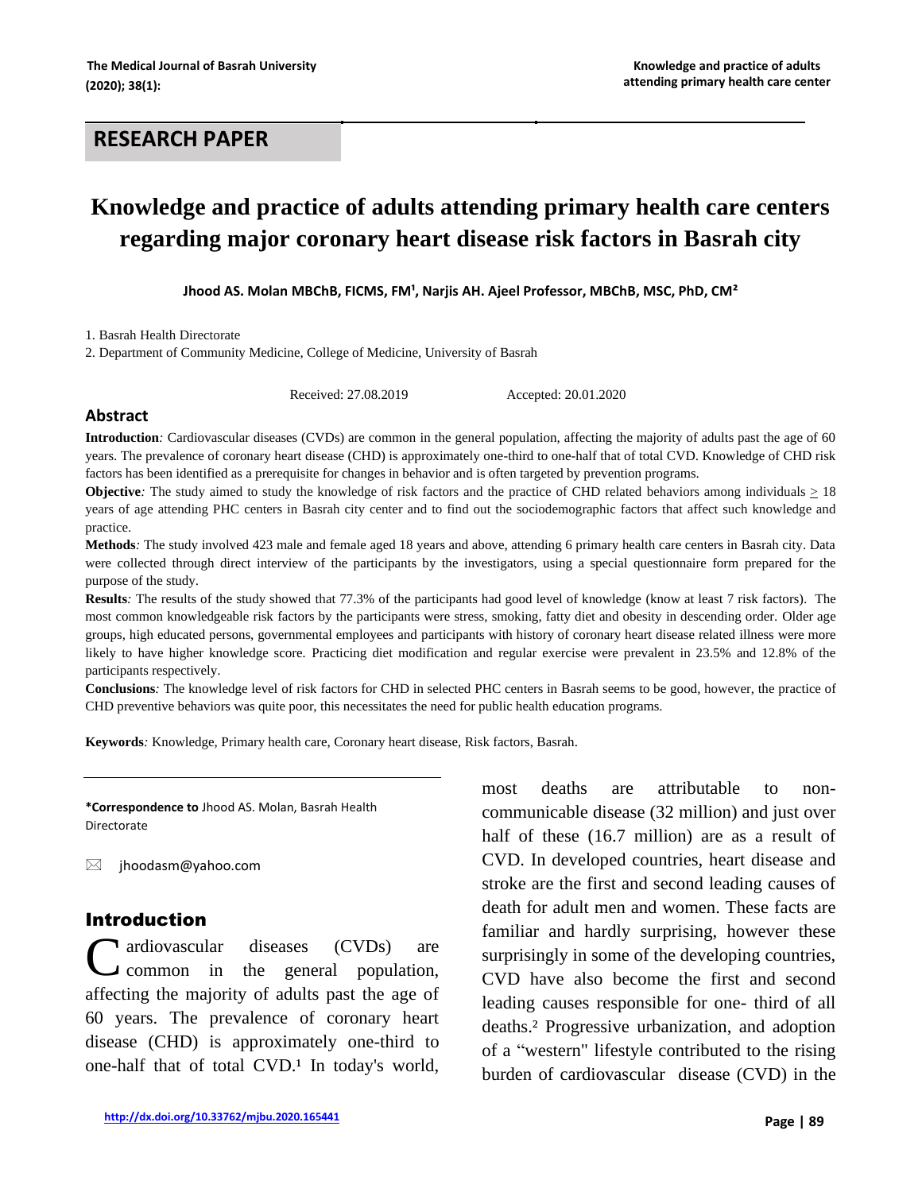## RESEARCH PAPER

# Knowledge and practice of adults attending primary health care centers regarding major coronary heart disease risk factors in Basrah city

**Jhood AS. Molan MBChB, FICMS, FM[1], Narjis AH. Ajeel Professor, MBChB, MSC, PhD, CM[2]**

1. Basrah Health Directorate
2. Department of Community Medicine, College of Medicine, University of Basrah

Received: 27.08.2019 Accepted: 20.01.2020

## Abstract

**Introduction***:* Cardiovascular diseases (CVDs) are common in the general population, affecting the majority of adults past the age of 60 years. The prevalence of coronary heart disease (CHD) is approximately one-third to one-half that of total CVD. Knowledge of CHD risk factors has been identified as a prerequisite for changes in behavior and is often targeted by prevention programs.

**Objective***:* The study aimed to study the knowledge of risk factors and the practice of CHD related behaviors among individuals $\geq$ 18 years of age attending PHC centers in Basrah city center and to find out the sociodemographic factors that affect such knowledge and practice.

**Methods***:* The study involved 423 male and female aged 18 years and above, attending 6 primary health care centers in Basrah city. Data were collected through direct interview of the participants by the investigators, using a special questionnaire form prepared for the purpose of the study.

**Results***:* The results of the study showed that 77.3% of the participants had good level of knowledge (know at least 7 risk factors). The most common knowledgeable risk factors by the participants were stress, smoking, fatty diet and obesity in descending order. Older age groups, high educated persons, governmental employees and participants with history of coronary heart disease related illness were more likely to have higher knowledge score. Practicing diet modification and regular exercise were prevalent in 23.5% and 12.8% of the participants respectively.

**Conclusions***:* The knowledge level of risk factors for CHD in selected PHC centers in Basrah seems to be good, however, the practice of CHD preventive behaviors was quite poor, this necessitates the need for public health education programs.

**Keywords***:* Knowledge, Primary health care, Coronary heart disease, Risk factors, Basrah.

**\*Correspondence to** Jhood AS. Molan, Basrah Health Directorate

✉ jhoodasm@yahoo.com

## Introduction

Cardiovascular diseases (CVDs) are common in the general population, affecting the majority of adults past the age of 60 years. The prevalence of coronary heart disease (CHD) is approximately one-third to one-half that of total CVD.[1] In today's world, most deaths are attributable to non-communicable disease (32 million) and just over half of these (16.7 million) are as a result of CVD. In developed countries, heart disease and stroke are the first and second leading causes of death for adult men and women. These facts are familiar and hardly surprising, however these surprisingly in some of the developing countries, CVD have also become the first and second leading causes responsible for one- third of all deaths.[2] Progressive urbanization, and adoption of a "western" lifestyle contributed to the rising burden of cardiovascular disease (CVD) in the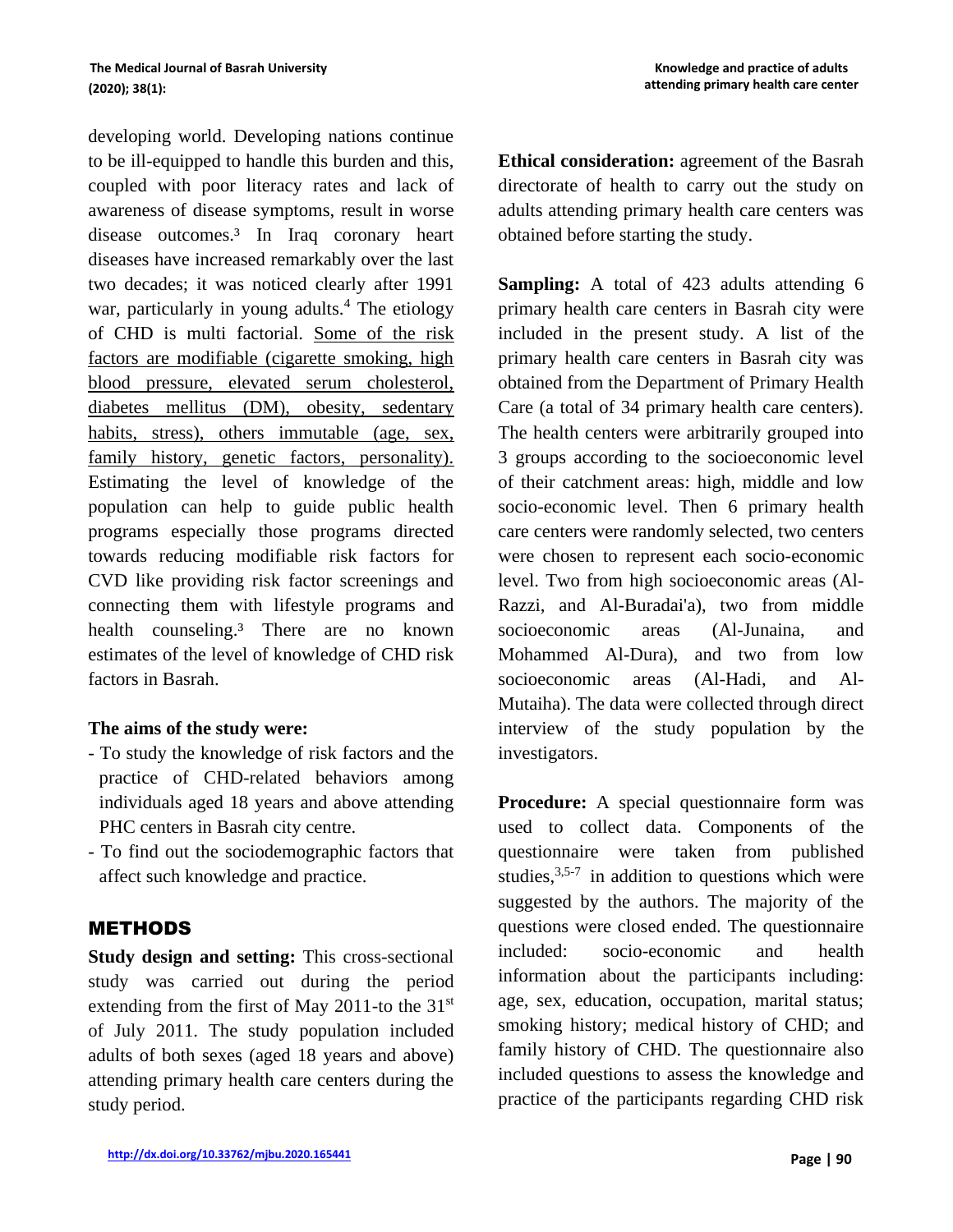developing world. Developing nations continue to be ill-equipped to handle this burden and this, coupled with poor literacy rates and lack of awareness of disease symptoms, result in worse disease outcomes.[3] In Iraq coronary heart diseases have increased remarkably over the last two decades; it was noticed clearly after 1991 war, particularly in young adults.[4] The etiology of CHD is multi factorial. Some of the risk factors are modifiable (cigarette smoking, high blood pressure, elevated serum cholesterol, diabetes mellitus (DM), obesity, sedentary habits, stress), others immutable (age, sex, family history, genetic factors, personality). Estimating the level of knowledge of the population can help to guide public health programs especially those programs directed towards reducing modifiable risk factors for CVD like providing risk factor screenings and connecting them with lifestyle programs and health counseling.[3] There are no known estimates of the level of knowledge of CHD risk factors in Basrah.

**The aims of the study were:**

- To study the knowledge of risk factors and the practice of CHD-related behaviors among individuals aged 18 years and above attending PHC centers in Basrah city centre.
- To find out the sociodemographic factors that affect such knowledge and practice.

## METHODS

**Study design and setting:** This cross-sectional study was carried out during the period extending from the first of May 2011-to the 31st of July 2011. The study population included adults of both sexes (aged 18 years and above) attending primary health care centers during the study period.

**Ethical consideration:** agreement of the Basrah directorate of health to carry out the study on adults attending primary health care centers was obtained before starting the study.

**Sampling:** A total of 423 adults attending 6 primary health care centers in Basrah city were included in the present study. A list of the primary health care centers in Basrah city was obtained from the Department of Primary Health Care (a total of 34 primary health care centers). The health centers were arbitrarily grouped into 3 groups according to the socioeconomic level of their catchment areas: high, middle and low socio-economic level. Then 6 primary health care centers were randomly selected, two centers were chosen to represent each socio-economic level. Two from high socioeconomic areas (Al-Razzi, and Al-Buradai'a), two from middle socioeconomic areas (Al-Junaina, and Mohammed Al-Dura), and two from low socioeconomic areas (Al-Hadi, and Al-Mutaiha). The data were collected through direct interview of the study population by the investigators.

**Procedure:** A special questionnaire form was used to collect data. Components of the questionnaire were taken from published studies,[3,5-7] in addition to questions which were suggested by the authors. The majority of the questions were closed ended. The questionnaire included: socio-economic and health information about the participants including: age, sex, education, occupation, marital status; smoking history; medical history of CHD; and family history of CHD. The questionnaire also included questions to assess the knowledge and practice of the participants regarding CHD risk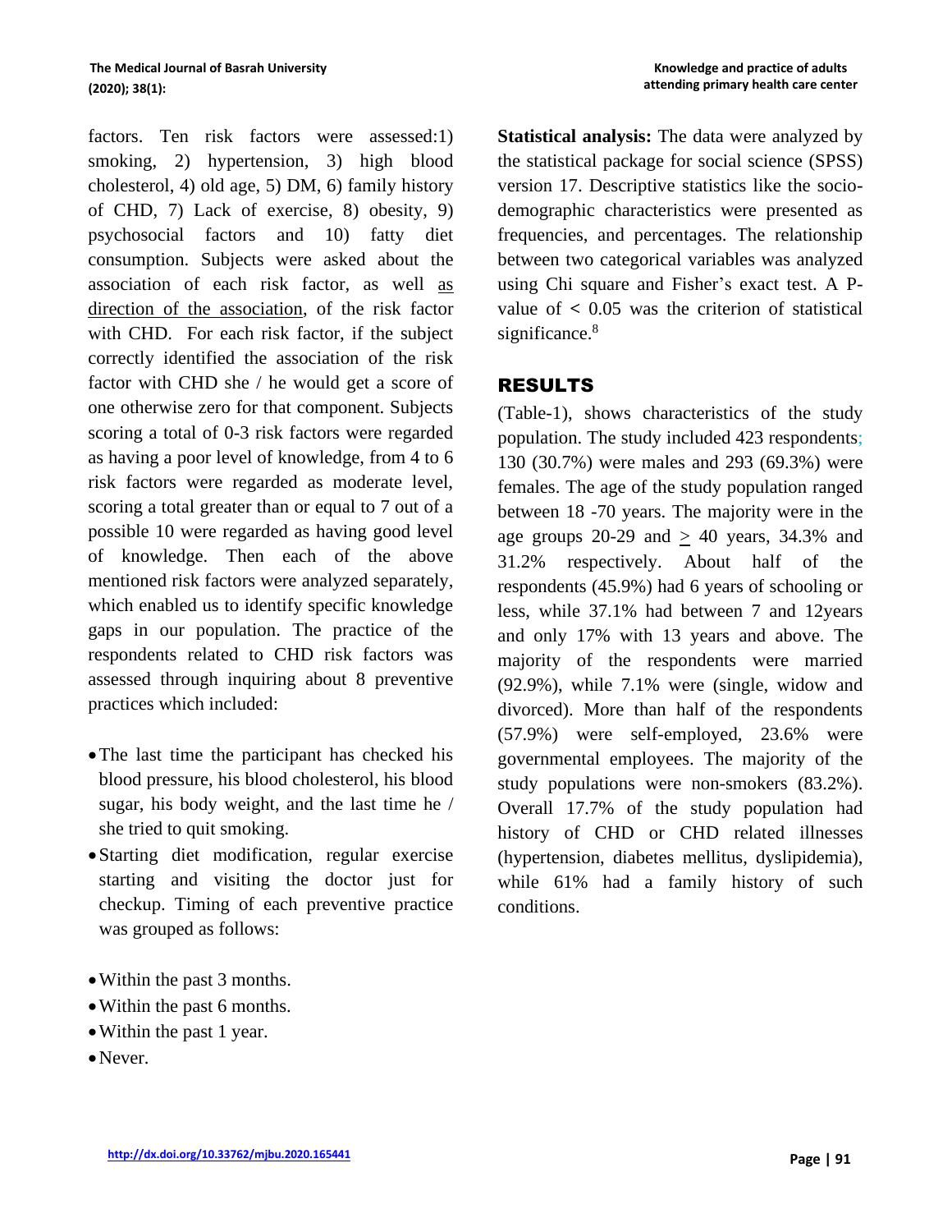factors. Ten risk factors were assessed:1) smoking, 2) hypertension, 3) high blood cholesterol, 4) old age, 5) DM, 6) family history of CHD, 7) Lack of exercise, 8) obesity, 9) psychosocial factors and 10) fatty diet consumption. Subjects were asked about the association of each risk factor, as well as direction of the association, of the risk factor with CHD. For each risk factor, if the subject correctly identified the association of the risk factor with CHD she / he would get a score of one otherwise zero for that component. Subjects scoring a total of 0-3 risk factors were regarded as having a poor level of knowledge, from 4 to 6 risk factors were regarded as moderate level, scoring a total greater than or equal to 7 out of a possible 10 were regarded as having good level of knowledge. Then each of the above mentioned risk factors were analyzed separately, which enabled us to identify specific knowledge gaps in our population. The practice of the respondents related to CHD risk factors was assessed through inquiring about 8 preventive practices which included:

- The last time the participant has checked his blood pressure, his blood cholesterol, his blood sugar, his body weight, and the last time he / she tried to quit smoking.
- Starting diet modification, regular exercise starting and visiting the doctor just for checkup. Timing of each preventive practice was grouped as follows:

- Within the past 3 months.
- Within the past 6 months.
- Within the past 1 year.
- Never.

**Statistical analysis:** The data were analyzed by the statistical package for social science (SPSS) version 17. Descriptive statistics like the socio-demographic characteristics were presented as frequencies, and percentages. The relationship between two categorical variables was analyzed using Chi square and Fisher's exact test. A P-value of $< 0.05$ was the criterion of statistical significance.[8]

## RESULTS

(Table-1), shows characteristics of the study population. The study included 423 respondents; 130 (30.7%) were males and 293 (69.3%) were females. The age of the study population ranged between 18 -70 years. The majority were in the age groups 20-29 and $\geq$ 40 years, 34.3% and 31.2% respectively. About half of the respondents (45.9%) had 6 years of schooling or less, while 37.1% had between 7 and 12years and only 17% with 13 years and above. The majority of the respondents were married (92.9%), while 7.1% were (single, widow and divorced). More than half of the respondents (57.9%) were self-employed, 23.6% were governmental employees. The majority of the study populations were non-smokers (83.2%). Overall 17.7% of the study population had history of CHD or CHD related illnesses (hypertension, diabetes mellitus, dyslipidemia), while 61% had a family history of such conditions.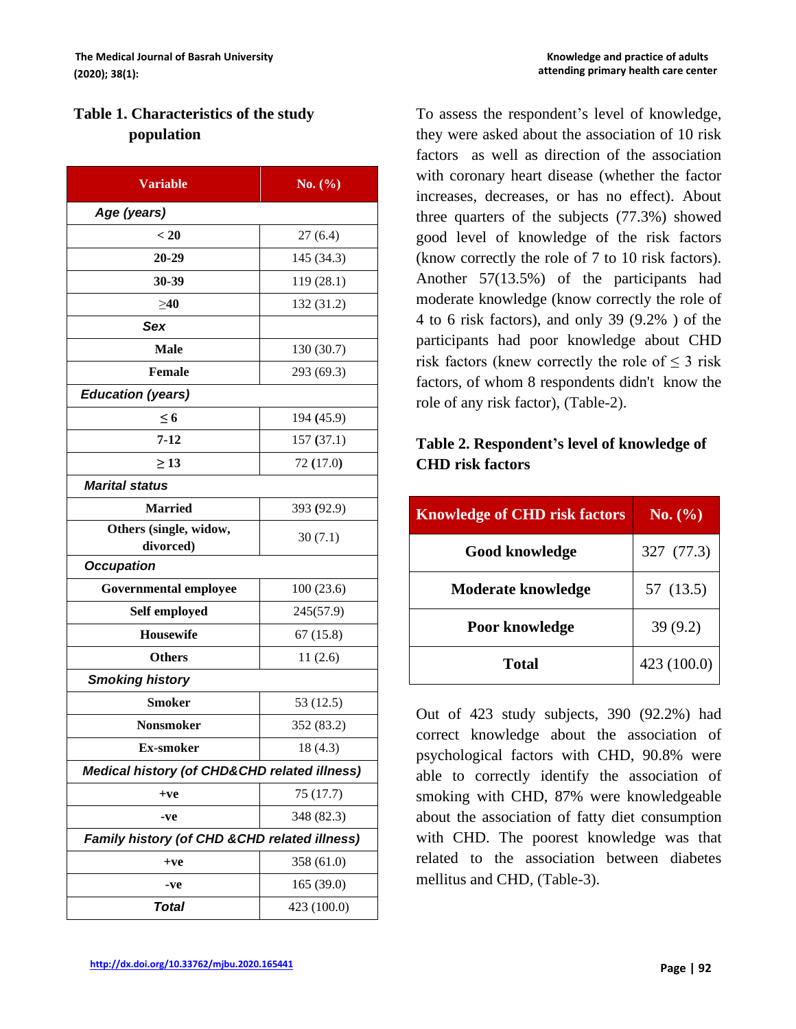**Table 1. Characteristics of the study population**

| Variable | No. (%) |
|---|---|
| ***Age (years)*** | |
| < 20 | 27 (6.4) |
| 20-29 | 145 (34.3) |
| 30-39 | 119 (28.1) |
| ≥40 | 132 (31.2) |
| ***Sex*** | |
| Male | 130 (30.7) |
| Female | 293 (69.3) |
| ***Education (years)*** | |
| ≤ 6 | 194 (45.9) |
| 7-12 | 157 (37.1) |
| ≥ 13 | 72 (17.0) |
| ***Marital status*** | |
| Married | 393 (92.9) |
| Others (single, widow, divorced) | 30 (7.1) |
| ***Occupation*** | |
| Governmental employee | 100 (23.6) |
| Self employed | 245(57.9) |
| Housewife | 67 (15.8) |
| Others | 11 (2.6) |
| ***Smoking history*** | |
| Smoker | 53 (12.5) |
| Nonsmoker | 352 (83.2) |
| Ex-smoker | 18 (4.3) |
| ***Medical history (of CHD&CHD related illness)*** | |
| +ve | 75 (17.7) |
| -ve | 348 (82.3) |
| ***Family history (of CHD &CHD related illness)*** | |
| +ve | 358 (61.0) |
| -ve | 165 (39.0) |
| ***Total*** | 423 (100.0) |

To assess the respondent's level of knowledge, they were asked about the association of 10 risk factors as well as direction of the association with coronary heart disease (whether the factor increases, decreases, or has no effect). About three quarters of the subjects (77.3%) showed good level of knowledge of the risk factors (know correctly the role of 7 to 10 risk factors). Another 57(13.5%) of the participants had moderate knowledge (know correctly the role of 4 to 6 risk factors), and only 39 (9.2% ) of the participants had poor knowledge about CHD risk factors (knew correctly the role of ≤ 3 risk factors, of whom 8 respondents didn't know the role of any risk factor), (Table-2).

**Table 2. Respondent's level of knowledge of CHD risk factors**

| Knowledge of CHD risk factors | No. (%) |
|---|---|
| Good knowledge | 327 (77.3) |
| Moderate knowledge | 57 (13.5) |
| Poor knowledge | 39 (9.2) |
| Total | 423 (100.0) |

Out of 423 study subjects, 390 (92.2%) had correct knowledge about the association of psychological factors with CHD, 90.8% were able to correctly identify the association of smoking with CHD, 87% were knowledgeable about the association of fatty diet consumption with CHD. The poorest knowledge was that related to the association between diabetes mellitus and CHD, (Table-3).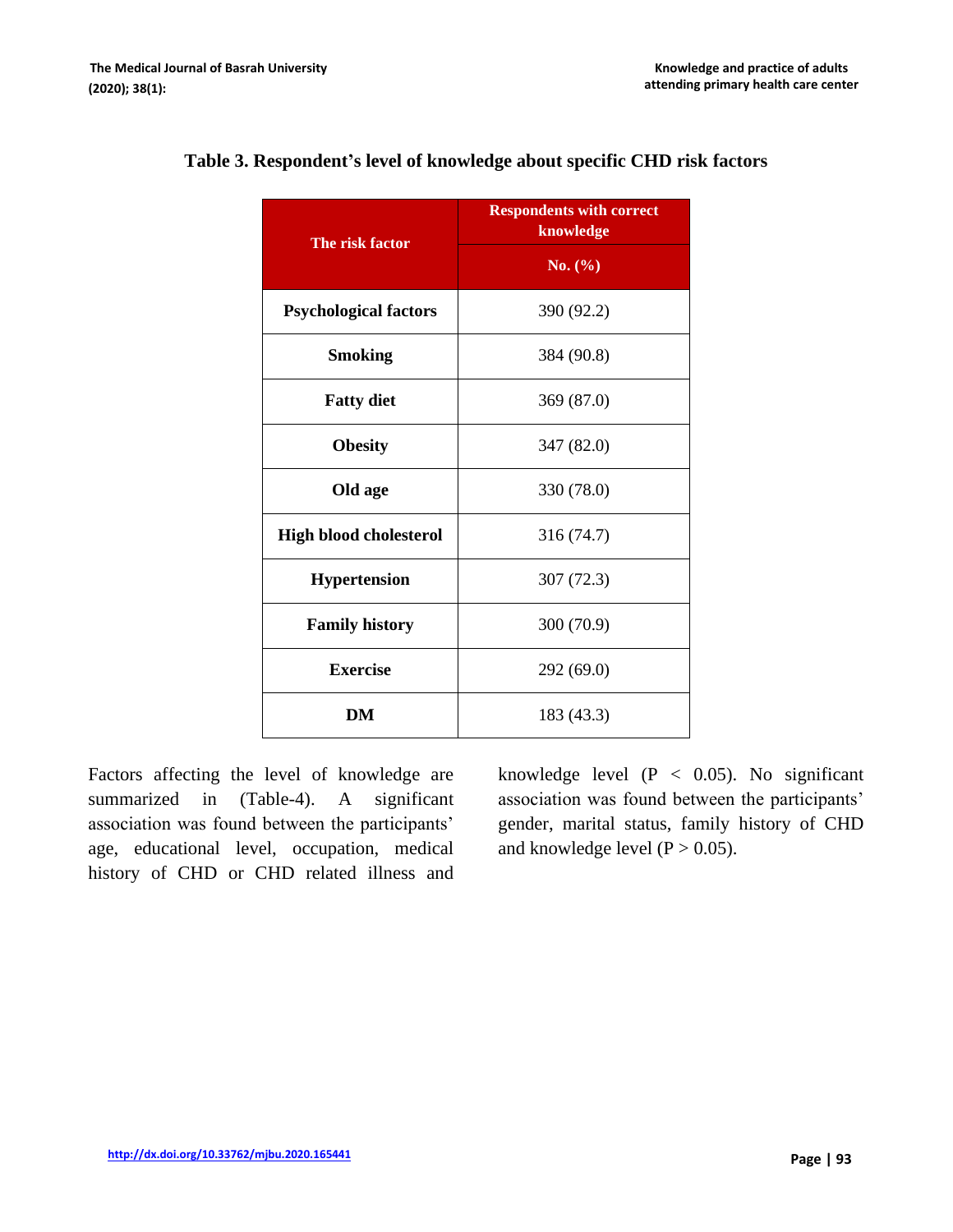**Table 3. Respondent's level of knowledge about specific CHD risk factors**

| The risk factor | Respondents with correct knowledge |
|---|---|
| | No. (%) |
| **Psychological factors** | 390 (92.2) |
| **Smoking** | 384 (90.8) |
| **Fatty diet** | 369 (87.0) |
| **Obesity** | 347 (82.0) |
| **Old age** | 330 (78.0) |
| **High blood cholesterol** | 316 (74.7) |
| **Hypertension** | 307 (72.3) |
| **Family history** | 300 (70.9) |
| **Exercise** | 292 (69.0) |
| **DM** | 183 (43.3) |

Factors affecting the level of knowledge are summarized in (Table-4). A significant association was found between the participants' age, educational level, occupation, medical history of CHD or CHD related illness and knowledge level ($P < 0.05$). No significant association was found between the participants' gender, marital status, family history of CHD and knowledge level ($P > 0.05$).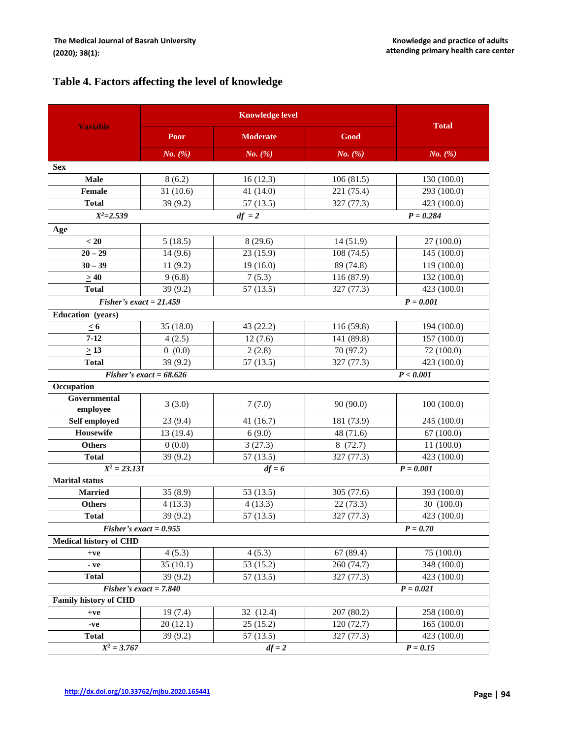## Table 4. Factors affecting the level of knowledge

| Variable | Knowledge level | | | Total |
|---|---|---|---|---|
| | Poor | Moderate | Good | |
| | *No. (%)* | *No. (%)* | *No. (%)* | *No. (%)* |
| **Sex** | | | | |
| **Male** | 8 (6.2) | 16 (12.3) | 106 (81.5) | 130 (100.0) |
| **Female** | 31 (10.6) | 41 (14.0) | 221 (75.4) | 293 (100.0) |
| **Total** | 39 (9.2) | 57 (13.5) | 327 (77.3) | 423 (100.0) |
| *$X^2$=2.539* | | *df = 2* | | *P = 0.284* |
| **Age** | | | | |
| **< 20** | 5 (18.5) | 8 (29.6) | 14 (51.9) | 27 (100.0) |
| **20 – 29** | 14 (9.6) | 23 (15.9) | 108 (74.5) | 145 (100.0) |
| **30 – 39** | 11 (9.2) | 19 (16.0) | 89 (74.8) | 119 (100.0) |
| **≥ 40** | 9 (6.8) | 7 (5.3) | 116 (87.9) | 132 (100.0) |
| **Total** | 39 (9.2) | 57 (13.5) | 327 (77.3) | 423 (100.0) |
| ***Fisher's exact = 21.459*** | | | | ***P = 0.001*** |
| **Education (years)** | | | | |
| **≤ 6** | 35 (18.0) | 43 (22.2) | 116 (59.8) | 194 (100.0) |
| **7-12** | 4 (2.5) | 12 (7.6) | 141 (89.8) | 157 (100.0) |
| **≥ 13** | 0 (0.0) | 2 (2.8) | 70 (97.2) | 72 (100.0) |
| **Total** | 39 (9.2) | 57 (13.5) | 327 (77.3) | 423 (100.0) |
| ***Fisher's exact = 68.626*** | | | | ***P < 0.001*** |
| **Occupation** | | | | |
| **Governmental employee** | 3 (3.0) | 7 (7.0) | 90 (90.0) | 100 (100.0) |
| **Self employed** | 23 (9.4) | 41 (16.7) | 181 (73.9) | 245 (100.0) |
| **Housewife** | 13 (19.4) | 6 (9.0) | 48 (71.6) | 67 (100.0) |
| **Others** | 0 (0.0) | 3 (27.3) | 8 (72.7) | 11 (100.0) |
| **Total** | 39 (9.2) | 57 (13.5) | 327 (77.3) | 423 (100.0) |
| ***$X^2$ = 23.131*** | | ***df = 6*** | | ***P = 0.001*** |
| **Marital status** | | | | |
| **Married** | 35 (8.9) | 53 (13.5) | 305 (77.6) | 393 (100.0) |
| **Others** | 4 (13.3) | 4 (13.3) | 22 (73.3) | 30 (100.0) |
| **Total** | 39 (9.2) | 57 (13.5) | 327 (77.3) | 423 (100.0) |
| ***Fisher's exact = 0.955*** | | | | ***P = 0.70*** |
| **Medical history of CHD** | | | | |
| **+ve** | 4 (5.3) | 4 (5.3) | 67 (89.4) | 75 (100.0) |
| **- ve** | 35 (10.1) | 53 (15.2) | 260 (74.7) | 348 (100.0) |
| **Total** | 39 (9.2) | 57 (13.5) | 327 (77.3) | 423 (100.0) |
| ***Fisher's exact = 7.840*** | | | | ***P = 0.021*** |
| **Family history of CHD** | | | | |
| **+ve** | 19 (7.4) | 32 (12.4) | 207 (80.2) | 258 (100.0) |
| **-ve** | 20 (12.1) | 25 (15.2) | 120 (72.7) | 165 (100.0) |
| **Total** | 39 (9.2) | 57 (13.5) | 327 (77.3) | 423 (100.0) |
| ***$X^2$ = 3.767*** | | ***df = 2*** | | ***P = 0.15*** |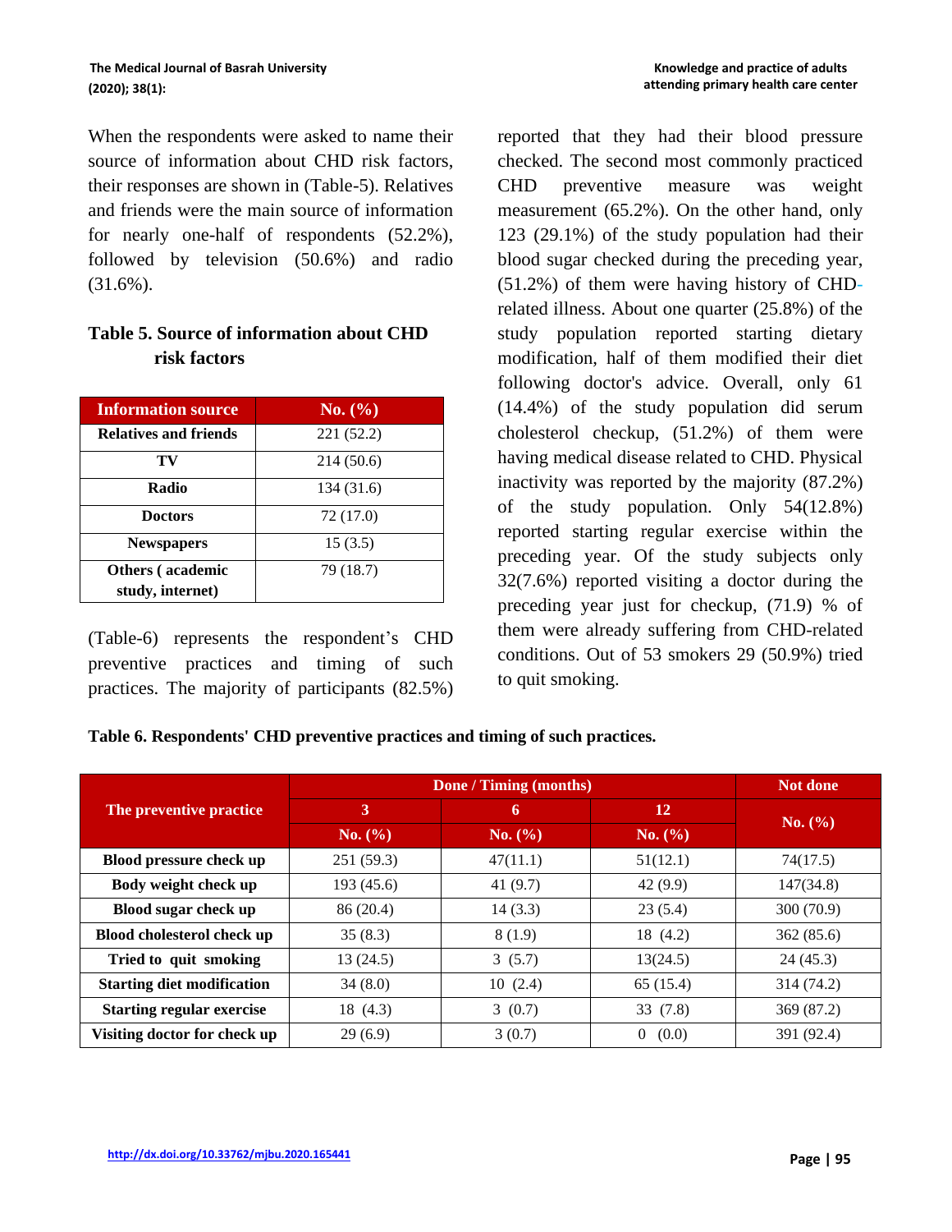When the respondents were asked to name their source of information about CHD risk factors, their responses are shown in (Table-5). Relatives and friends were the main source of information for nearly one-half of respondents (52.2%), followed by television (50.6%) and radio (31.6%).

**Table 5. Source of information about CHD risk factors**

| Information source | No. (%) |
|---|---|
| **Relatives and friends** | 221 (52.2) |
| **TV** | 214 (50.6) |
| **Radio** | 134 (31.6) |
| **Doctors** | 72 (17.0) |
| **Newspapers** | 15 (3.5) |
| **Others ( academic study, internet)** | 79 (18.7) |

(Table-6) represents the respondent's CHD preventive practices and timing of such practices. The majority of participants (82.5%) reported that they had their blood pressure checked. The second most commonly practiced CHD preventive measure was weight measurement (65.2%). On the other hand, only 123 (29.1%) of the study population had their blood sugar checked during the preceding year, (51.2%) of them were having history of CHD-related illness. About one quarter (25.8%) of the study population reported starting dietary modification, half of them modified their diet following doctor's advice. Overall, only 61 (14.4%) of the study population did serum cholesterol checkup, (51.2%) of them were having medical disease related to CHD. Physical inactivity was reported by the majority (87.2%) of the study population. Only 54(12.8%) reported starting regular exercise within the preceding year. Of the study subjects only 32(7.6%) reported visiting a doctor during the preceding year just for checkup, (71.9) % of them were already suffering from CHD-related conditions. Out of 53 smokers 29 (50.9%) tried to quit smoking.

**Table 6. Respondents' CHD preventive practices and timing of such practices.**

| The preventive practice | Done / Timing (months) | | | Not done |
|---|---|---|---|---|
| | 3 | 6 | 12 | No. (%) |
| | No. (%) | No. (%) | No. (%) | |
| **Blood pressure check up** | 251 (59.3) | 47(11.1) | 51(12.1) | 74(17.5) |
| **Body weight check up** | 193 (45.6) | 41 (9.7) | 42 (9.9) | 147(34.8) |
| **Blood sugar check up** | 86 (20.4) | 14 (3.3) | 23 (5.4) | 300 (70.9) |
| **Blood cholesterol check up** | 35 (8.3) | 8 (1.9) | 18 (4.2) | 362 (85.6) |
| **Tried to quit smoking** | 13 (24.5) | 3 (5.7) | 13(24.5) | 24 (45.3) |
| **Starting diet modification** | 34 (8.0) | 10 (2.4) | 65 (15.4) | 314 (74.2) |
| **Starting regular exercise** | 18 (4.3) | 3 (0.7) | 33 (7.8) | 369 (87.2) |
| **Visiting doctor for check up** | 29 (6.9) | 3 (0.7) | 0 (0.0) | 391 (92.4) |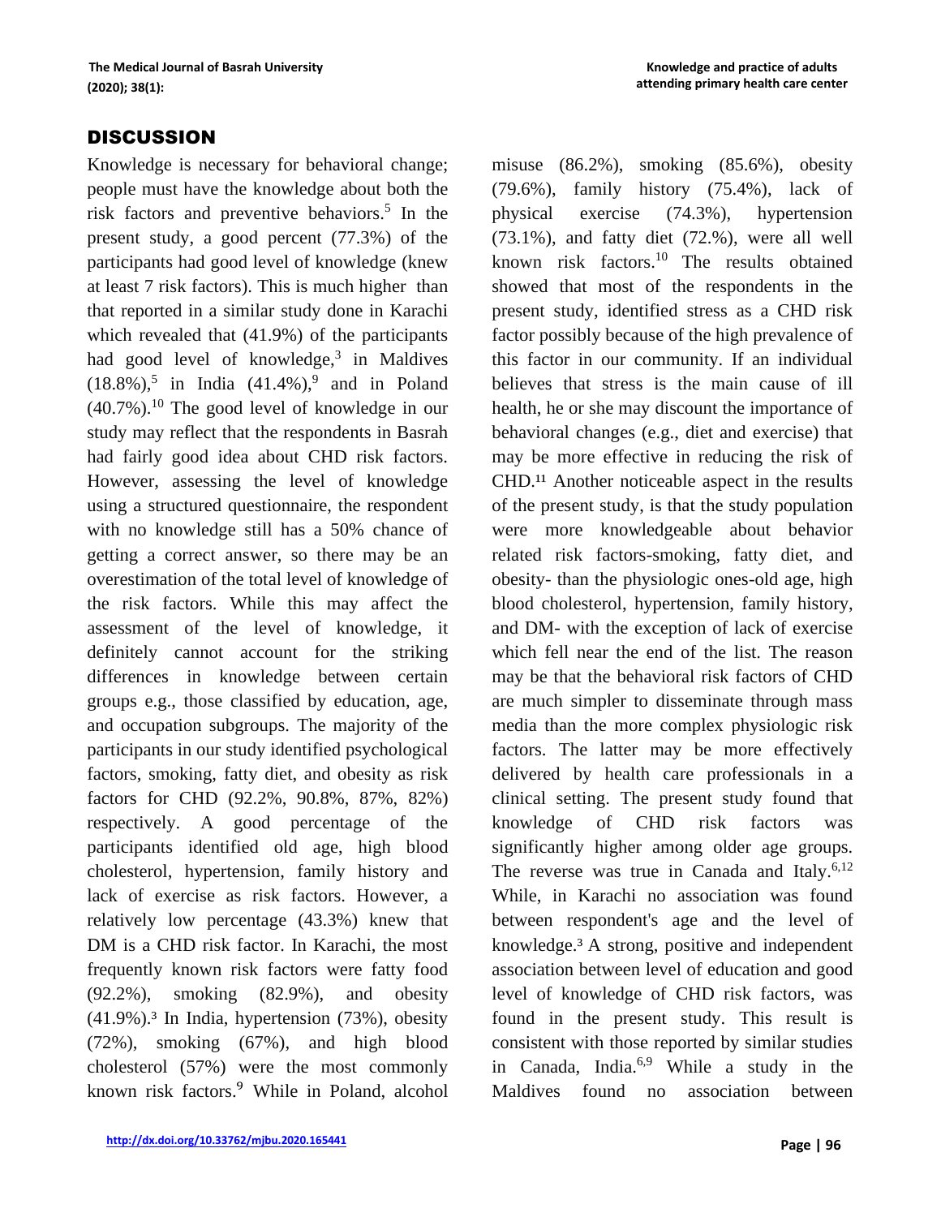## DISCUSSION

Knowledge is necessary for behavioral change; people must have the knowledge about both the risk factors and preventive behaviors.[5] In the present study, a good percent (77.3%) of the participants had good level of knowledge (knew at least 7 risk factors). This is much higher than that reported in a similar study done in Karachi which revealed that (41.9%) of the participants had good level of knowledge,[3] in Maldives (18.8%),[5] in India (41.4%),[9] and in Poland (40.7%).[10] The good level of knowledge in our study may reflect that the respondents in Basrah had fairly good idea about CHD risk factors. However, assessing the level of knowledge using a structured questionnaire, the respondent with no knowledge still has a 50% chance of getting a correct answer, so there may be an overestimation of the total level of knowledge of the risk factors. While this may affect the assessment of the level of knowledge, it definitely cannot account for the striking differences in knowledge between certain groups e.g., those classified by education, age, and occupation subgroups. The majority of the participants in our study identified psychological factors, smoking, fatty diet, and obesity as risk factors for CHD (92.2%, 90.8%, 87%, 82%) respectively. A good percentage of the participants identified old age, high blood cholesterol, hypertension, family history and lack of exercise as risk factors. However, a relatively low percentage (43.3%) knew that DM is a CHD risk factor. In Karachi, the most frequently known risk factors were fatty food (92.2%), smoking (82.9%), and obesity (41.9%).[3] In India, hypertension (73%), obesity (72%), smoking (67%), and high blood cholesterol (57%) were the most commonly known risk factors.[9] While in Poland, alcohol misuse (86.2%), smoking (85.6%), obesity (79.6%), family history (75.4%), lack of physical exercise (74.3%), hypertension (73.1%), and fatty diet (72.%), were all well known risk factors.[10] The results obtained showed that most of the respondents in the present study, identified stress as a CHD risk factor possibly because of the high prevalence of this factor in our community. If an individual believes that stress is the main cause of ill health, he or she may discount the importance of behavioral changes (e.g., diet and exercise) that may be more effective in reducing the risk of CHD.[11] Another noticeable aspect in the results of the present study, is that the study population were more knowledgeable about behavior related risk factors-smoking, fatty diet, and obesity- than the physiologic ones-old age, high blood cholesterol, hypertension, family history, and DM- with the exception of lack of exercise which fell near the end of the list. The reason may be that the behavioral risk factors of CHD are much simpler to disseminate through mass media than the more complex physiologic risk factors. The latter may be more effectively delivered by health care professionals in a clinical setting. The present study found that knowledge of CHD risk factors was significantly higher among older age groups. The reverse was true in Canada and Italy.[6,12] While, in Karachi no association was found between respondent's age and the level of knowledge.[3] A strong, positive and independent association between level of education and good level of knowledge of CHD risk factors, was found in the present study. This result is consistent with those reported by similar studies in Canada, India.[6,9] While a study in the Maldives found no association between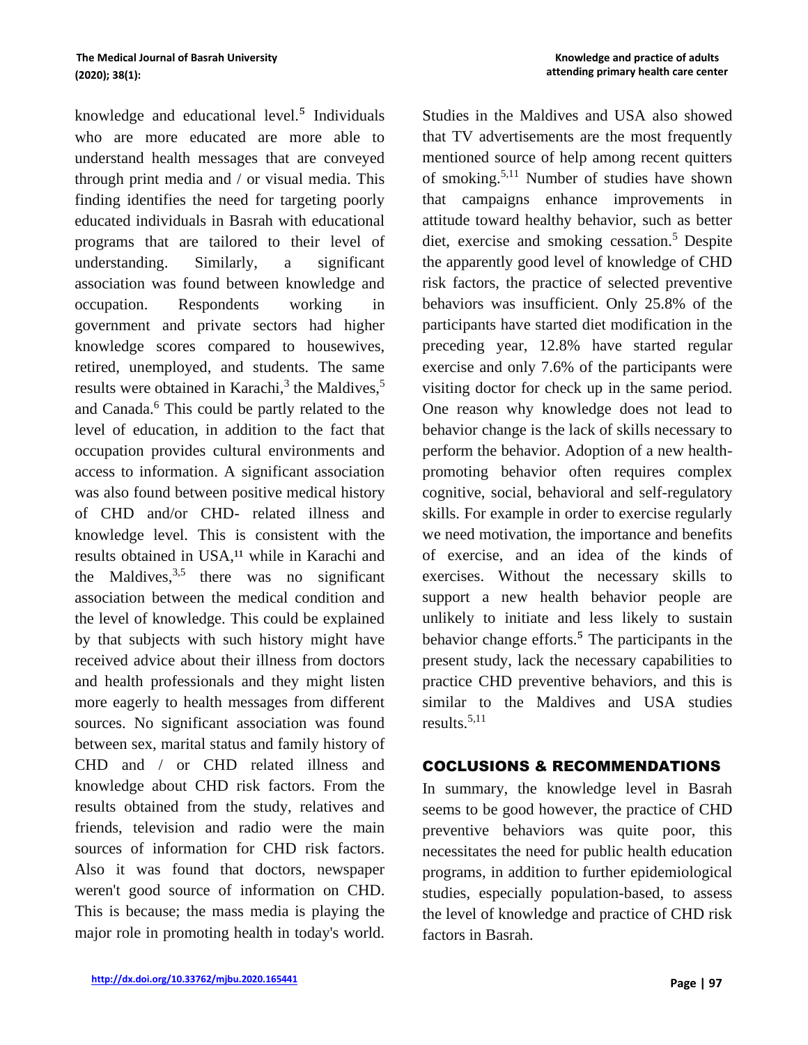knowledge and educational level.[5] Individuals who are more educated are more able to understand health messages that are conveyed through print media and / or visual media. This finding identifies the need for targeting poorly educated individuals in Basrah with educational programs that are tailored to their level of understanding. Similarly, a significant association was found between knowledge and occupation. Respondents working in government and private sectors had higher knowledge scores compared to housewives, retired, unemployed, and students. The same results were obtained in Karachi,[3] the Maldives,[5] and Canada.[6] This could be partly related to the level of education, in addition to the fact that occupation provides cultural environments and access to information. A significant association was also found between positive medical history of CHD and/or CHD- related illness and knowledge level. This is consistent with the results obtained in USA,[11] while in Karachi and the Maldives,[3,5] there was no significant association between the medical condition and the level of knowledge. This could be explained by that subjects with such history might have received advice about their illness from doctors and health professionals and they might listen more eagerly to health messages from different sources. No significant association was found between sex, marital status and family history of CHD and / or CHD related illness and knowledge about CHD risk factors. From the results obtained from the study, relatives and friends, television and radio were the main sources of information for CHD risk factors. Also it was found that doctors, newspaper weren't good source of information on CHD. This is because; the mass media is playing the major role in promoting health in today's world. Studies in the Maldives and USA also showed that TV advertisements are the most frequently mentioned source of help among recent quitters of smoking.[5,11] Number of studies have shown that campaigns enhance improvements in attitude toward healthy behavior, such as better diet, exercise and smoking cessation.[5] Despite the apparently good level of knowledge of CHD risk factors, the practice of selected preventive behaviors was insufficient. Only 25.8% of the participants have started diet modification in the preceding year, 12.8% have started regular exercise and only 7.6% of the participants were visiting doctor for check up in the same period. One reason why knowledge does not lead to behavior change is the lack of skills necessary to perform the behavior. Adoption of a new health-promoting behavior often requires complex cognitive, social, behavioral and self-regulatory skills. For example in order to exercise regularly we need motivation, the importance and benefits of exercise, and an idea of the kinds of exercises. Without the necessary skills to support a new health behavior people are unlikely to initiate and less likely to sustain behavior change efforts.[5] The participants in the present study, lack the necessary capabilities to practice CHD preventive behaviors, and this is similar to the Maldives and USA studies results.[5,11]

## COCLUSIONS & RECOMMENDATIONS

In summary, the knowledge level in Basrah seems to be good however, the practice of CHD preventive behaviors was quite poor, this necessitates the need for public health education programs, in addition to further epidemiological studies, especially population-based, to assess the level of knowledge and practice of CHD risk factors in Basrah.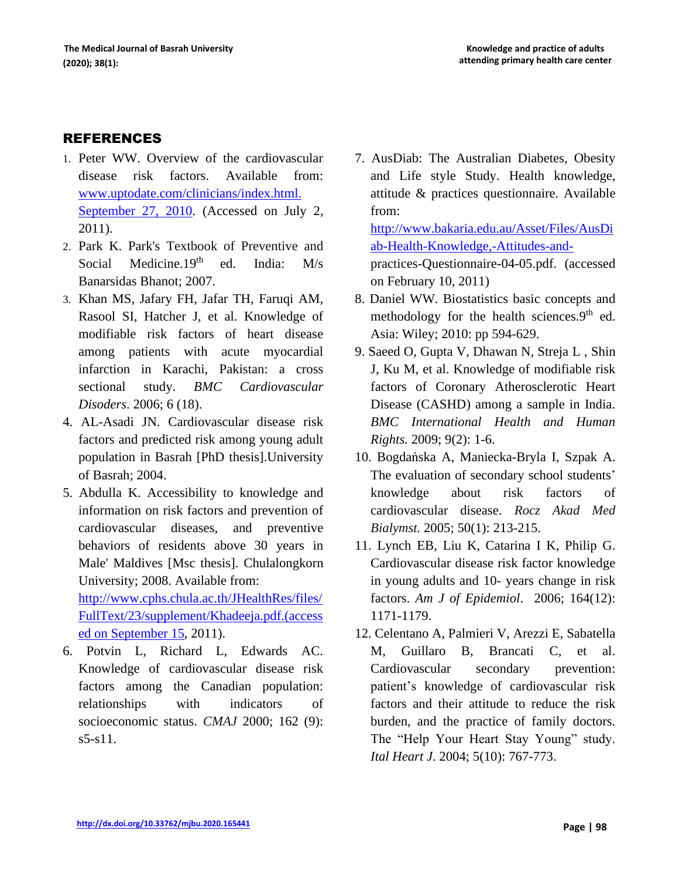## REFERENCES

1. Peter WW. Overview of the cardiovascular disease risk factors. Available from: www.uptodate.com/clinicians/index.html. September 27, 2010. (Accessed on July 2, 2011).
2. Park K. Park's Textbook of Preventive and Social Medicine.19th ed. India: M/s Banarsidas Bhanot; 2007.
3. Khan MS, Jafary FH, Jafar TH, Faruqi AM, Rasool SI, Hatcher J, et al. Knowledge of modifiable risk factors of heart disease among patients with acute myocardial infarction in Karachi, Pakistan: a cross sectional study. *BMC Cardiovascular Disoders*. 2006; 6 (18).
4. AL-Asadi JN. Cardiovascular disease risk factors and predicted risk among young adult population in Basrah [PhD thesis].University of Basrah; 2004.
5. Abdulla K. Accessibility to knowledge and information on risk factors and prevention of cardiovascular diseases, and preventive behaviors of residents above 30 years in Male' Maldives [Msc thesis]. Chulalongkorn University; 2008. Available from: http://www.cphs.chula.ac.th/JHealthRes/files/FullText/23/supplement/Khadeeja.pdf.(accessed on September 15, 2011).
6. Potvin L, Richard L, Edwards AC. Knowledge of cardiovascular disease risk factors among the Canadian population: relationships with indicators of socioeconomic status. *CMAJ* 2000; 162 (9): s5-s11.
7. AusDiab: The Australian Diabetes, Obesity and Life style Study. Health knowledge, attitude & practices questionnaire. Available from: http://www.bakaria.edu.au/Asset/Files/AusDiab-Health-Knowledge,-Attitudes-and-practices-Questionnaire-04-05.pdf. (accessed on February 10, 2011)
8. Daniel WW. Biostatistics basic concepts and methodology for the health sciences.9th ed. Asia: Wiley; 2010: pp 594-629.
9. Saeed O, Gupta V, Dhawan N, Streja L , Shin J, Ku M, et al. Knowledge of modifiable risk factors of Coronary Atherosclerotic Heart Disease (CASHD) among a sample in India. *BMC International Health and Human Rights.* 2009; 9(2): 1-6.
10. Bogdańska A, Maniecka-Bryla I, Szpak A. The evaluation of secondary school students' knowledge about risk factors of cardiovascular disease. *Rocz Akad Med Bialymst.* 2005; 50(1): 213-215.
11. Lynch EB, Liu K, Catarina I K, Philip G. Cardiovascular disease risk factor knowledge in young adults and 10- years change in risk factors. *Am J of Epidemiol*. 2006; 164(12): 1171-1179.
12. Celentano A, Palmieri V, Arezzi E, Sabatella M, Guillaro B, Brancati C, et al. Cardiovascular secondary prevention: patient's knowledge of cardiovascular risk factors and their attitude to reduce the risk burden, and the practice of family doctors. The "Help Your Heart Stay Young" study. *Ital Heart J*. 2004; 5(10): 767-773.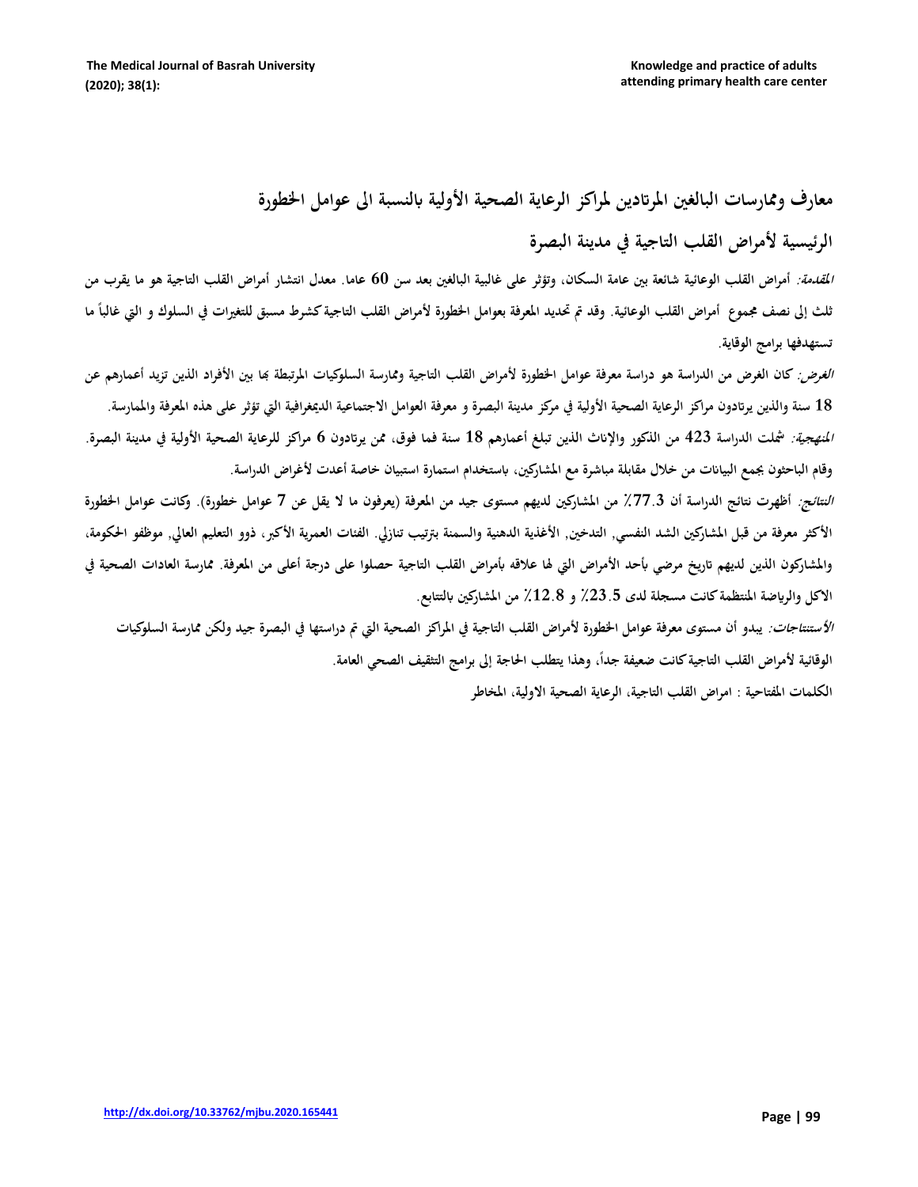# معارف وممارسات البالغين المرتادين لمراكز الرعاية الصحية الأولية بالنسبة الى عوامل الخطورة الرئيسية لأمراض القلب التاجية في مدينة البصرة

*المقدمة:* أمراض القلب الوعائية شائعة بين عامة السكان، وتؤثر على غالبية البالغين بعد سن 60 عاما. معدل انتشار أمراض القلب التاجية هو ما يقرب من ثلث إلى نصف مجموع أمراض القلب الوعائية. وقد تم تحديد المعرفة بعوامل الخطورة لأمراض القلب التاجية كشرط مسبق للتغيرات في السلوك و التي غالباً ما تستهدفها برامج الوقاية.

*الغرض:* كان الغرض من الدراسة هو دراسة معرفة عوامل الخطورة لأمراض القلب التاجية وممارسة السلوكيات المرتبطة بها بين الأفراد الذين تزيد أعمارهم عن 18 سنة والذين يرتادون مراكز الرعاية الصحية الأولية في مركز مدينة البصرة و معرفة العوامل الاجتماعية الديمغرافية التي تؤثر على هذه المعرفة والممارسة.

*المنهجية:* شملت الدراسة 423 من الذكور والإناث الذين تبلغ أعمارهم 18 سنة فما فوق، ممن يرتادون 6 مراكز للرعاية الصحية الأولية في مدينة البصرة. وقام الباحثون بجمع البيانات من خلال مقابلة مباشرة مع المشاركين، باستخدام استمارة استبيان خاصة أعدت لأغراض الدراسة.

*النتائج:* أظهرت نتائج الدراسة أن 77.3٪ من المشاركين لديهم مستوى جيد من المعرفة (يعرفون ما لا يقل عن 7 عوامل خطورة). وكانت عوامل الخطورة الأكثر معرفة من قبل المشاركين الشد النفسي, التدخين, الأغذية الدهنية والسمنة بترتيب تنازلي. الفئات العمرية الأكبر، ذوو التعليم العالي, موظفو الحكومة، والمشاركون الذين لديهم تاريخ مرضي بأحد الأمراض التي لها علاقه بأمراض القلب التاجية حصلوا على درجة أعلى من المعرفة. ممارسة العادات الصحية في الاكل والرياضة المنتظمة كانت مسجلة لدى 23.5٪ و 12.8٪ من المشاركين بالتتابع.

*الأستنتاجات:* يبدو أن مستوى معرفة عوامل الخطورة لأمراض القلب التاجية في المراكز الصحية التي تم دراستها في البصرة جيد ولكن ممارسة السلوكيات الوقائية لأمراض القلب التاجية كانت ضعيفة جداً، وهذا يتطلب الحاجة إلى برامج التثقيف الصحي العامة.

**الكلمات المفتاحية :** امراض القلب التاجية، الرعاية الصحية الاولية، المخاطر